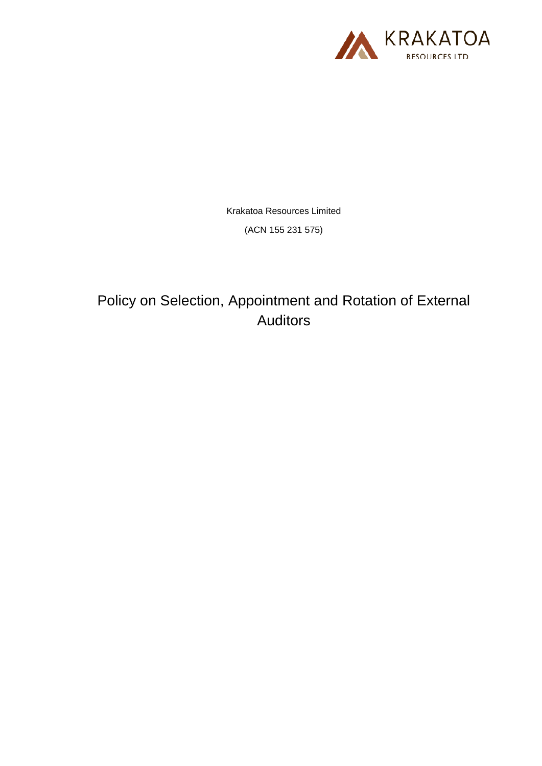Krakatoa Resources Limited

(ACN 155 231 575)

# Policy on Selection, Appointment and Rotation of External Auditors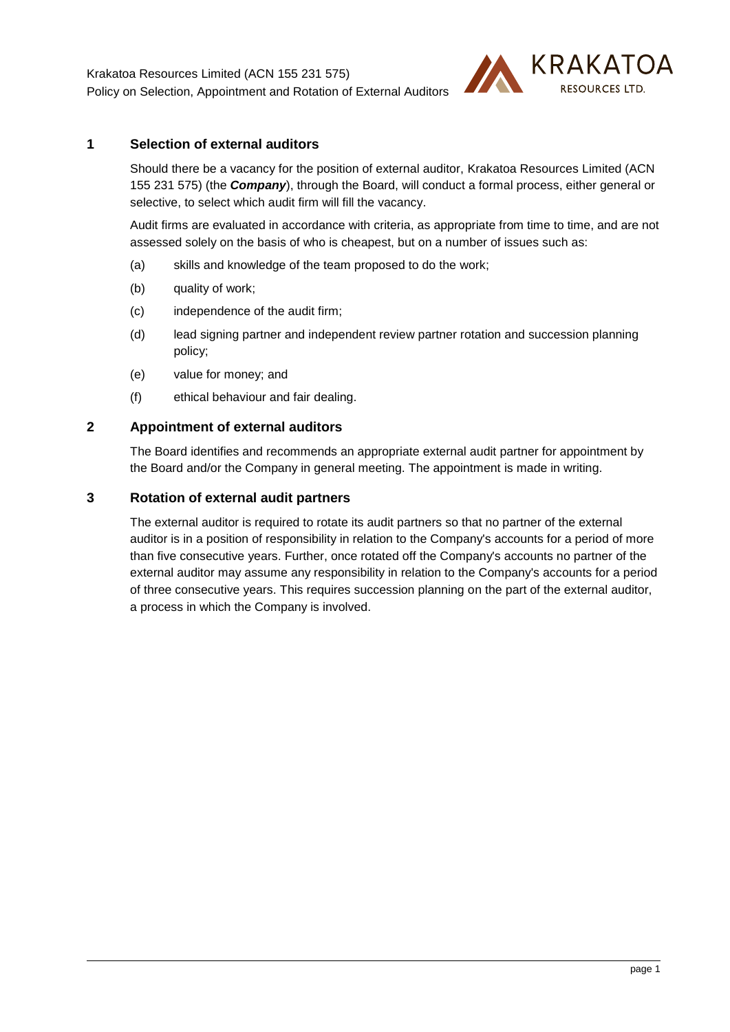## 1 Selection of external auditors

Should there be a vacancy for the position of external auditor, Krakatoa Resources Limited (ACN 155 231 575) (the ***Company***), through the Board, will conduct a formal process, either general or selective, to select which audit firm will fill the vacancy.

Audit firms are evaluated in accordance with criteria, as appropriate from time to time, and are not assessed solely on the basis of who is cheapest, but on a number of issues such as:

(a) skills and knowledge of the team proposed to do the work;

(b) quality of work;

(c) independence of the audit firm;

(d) lead signing partner and independent review partner rotation and succession planning policy;

(e) value for money; and

(f) ethical behaviour and fair dealing.

## 2 Appointment of external auditors

The Board identifies and recommends an appropriate external audit partner for appointment by the Board and/or the Company in general meeting. The appointment is made in writing.

## 3 Rotation of external audit partners

The external auditor is required to rotate its audit partners so that no partner of the external auditor is in a position of responsibility in relation to the Company's accounts for a period of more than five consecutive years. Further, once rotated off the Company's accounts no partner of the external auditor may assume any responsibility in relation to the Company's accounts for a period of three consecutive years. This requires succession planning on the part of the external auditor, a process in which the Company is involved.